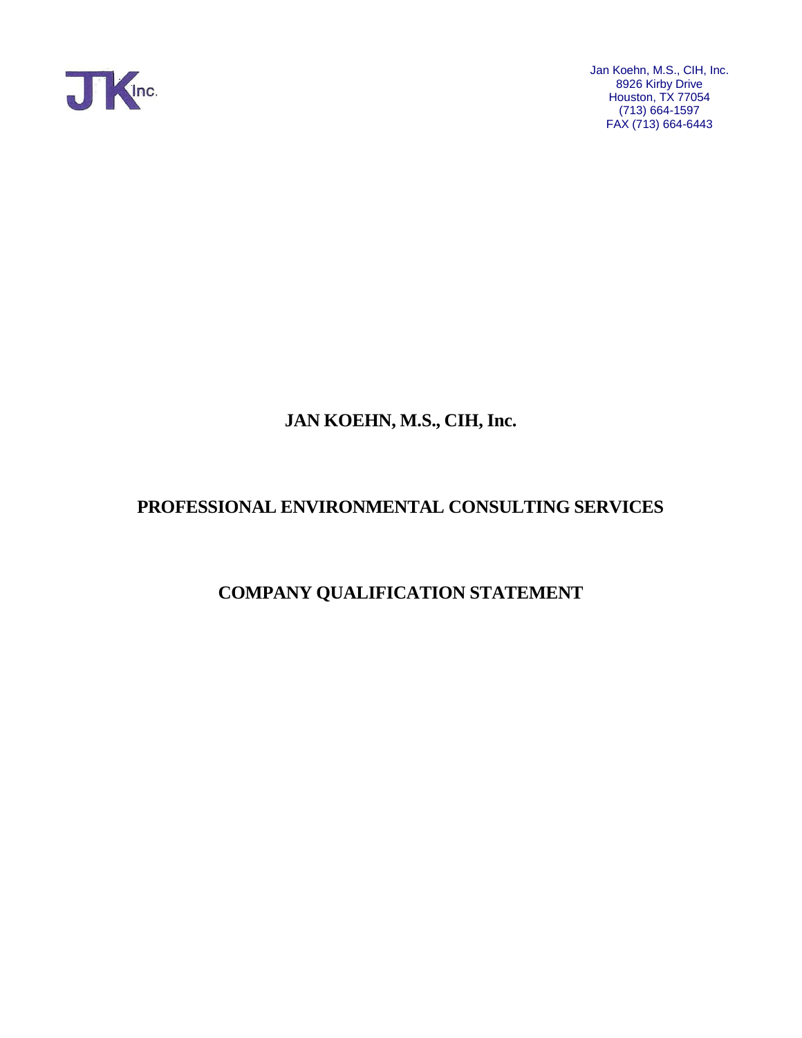JK Inc.

Jan Koehn, M.S., CIH, Inc.
8926 Kirby Drive
Houston, TX 77054
(713) 664-1597
FAX (713) 664-6443

# JAN KOEHN, M.S., CIH, Inc.

# PROFESSIONAL ENVIRONMENTAL CONSULTING SERVICES

# COMPANY QUALIFICATION STATEMENT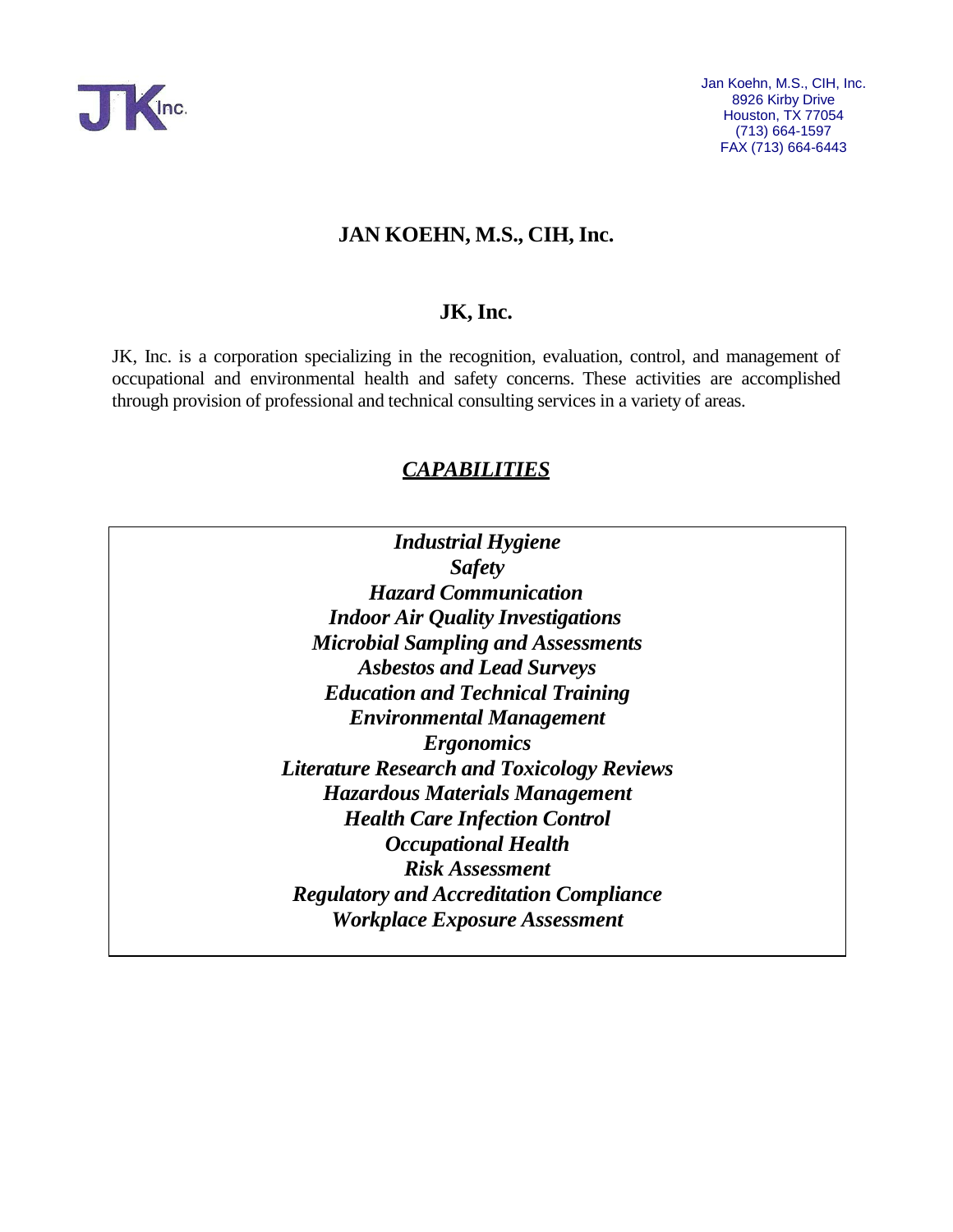Jan Koehn, M.S., CIH, Inc.
8926 Kirby Drive
Houston, TX 77054
(713) 664-1597
FAX (713) 664-6443

# JAN KOEHN, M.S., CIH, Inc.

## JK, Inc.

JK, Inc. is a corporation specializing in the recognition, evaluation, control, and management of occupational and environmental health and safety concerns. These activities are accomplished through provision of professional and technical consulting services in a variety of areas.

## *CAPABILITIES*

***Industrial Hygiene***
***Safety***
***Hazard Communication***
***Indoor Air Quality Investigations***
***Microbial Sampling and Assessments***
***Asbestos and Lead Surveys***
***Education and Technical Training***
***Environmental Management***
***Ergonomics***
***Literature Research and Toxicology Reviews***
***Hazardous Materials Management***
***Health Care Infection Control***
***Occupational Health***
***Risk Assessment***
***Regulatory and Accreditation Compliance***
***Workplace Exposure Assessment***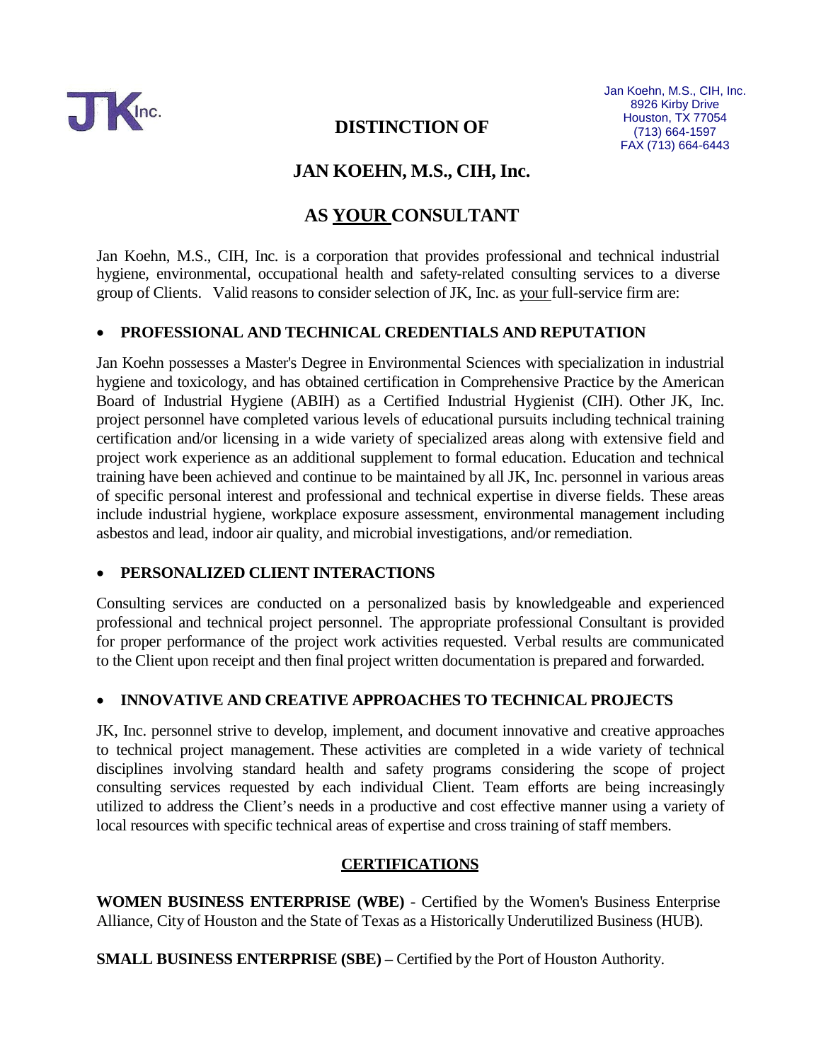JK Inc.

Jan Koehn, M.S., CIH, Inc.
8926 Kirby Drive
Houston, TX 77054
(713) 664-1597
FAX (713) 664-6443

# DISTINCTION OF

# JAN KOEHN, M.S., CIH, Inc.

# AS YOUR CONSULTANT

Jan Koehn, M.S., CIH, Inc. is a corporation that provides professional and technical industrial hygiene, environmental, occupational health and safety-related consulting services to a diverse group of Clients. Valid reasons to consider selection of JK, Inc. as your full-service firm are:

- **PROFESSIONAL AND TECHNICAL CREDENTIALS AND REPUTATION**

Jan Koehn possesses a Master's Degree in Environmental Sciences with specialization in industrial hygiene and toxicology, and has obtained certification in Comprehensive Practice by the American Board of Industrial Hygiene (ABIH) as a Certified Industrial Hygienist (CIH). Other JK, Inc. project personnel have completed various levels of educational pursuits including technical training certification and/or licensing in a wide variety of specialized areas along with extensive field and project work experience as an additional supplement to formal education. Education and technical training have been achieved and continue to be maintained by all JK, Inc. personnel in various areas of specific personal interest and professional and technical expertise in diverse fields. These areas include industrial hygiene, workplace exposure assessment, environmental management including asbestos and lead, indoor air quality, and microbial investigations, and/or remediation.

- **PERSONALIZED CLIENT INTERACTIONS**

Consulting services are conducted on a personalized basis by knowledgeable and experienced professional and technical project personnel. The appropriate professional Consultant is provided for proper performance of the project work activities requested. Verbal results are communicated to the Client upon receipt and then final project written documentation is prepared and forwarded.

- **INNOVATIVE AND CREATIVE APPROACHES TO TECHNICAL PROJECTS**

JK, Inc. personnel strive to develop, implement, and document innovative and creative approaches to technical project management. These activities are completed in a wide variety of technical disciplines involving standard health and safety programs considering the scope of project consulting services requested by each individual Client. Team efforts are being increasingly utilized to address the Client's needs in a productive and cost effective manner using a variety of local resources with specific technical areas of expertise and cross training of staff members.

## CERTIFICATIONS

**WOMEN BUSINESS ENTERPRISE (WBE)** - Certified by the Women's Business Enterprise Alliance, City of Houston and the State of Texas as a Historically Underutilized Business (HUB).

**SMALL BUSINESS ENTERPRISE (SBE) –** Certified by the Port of Houston Authority.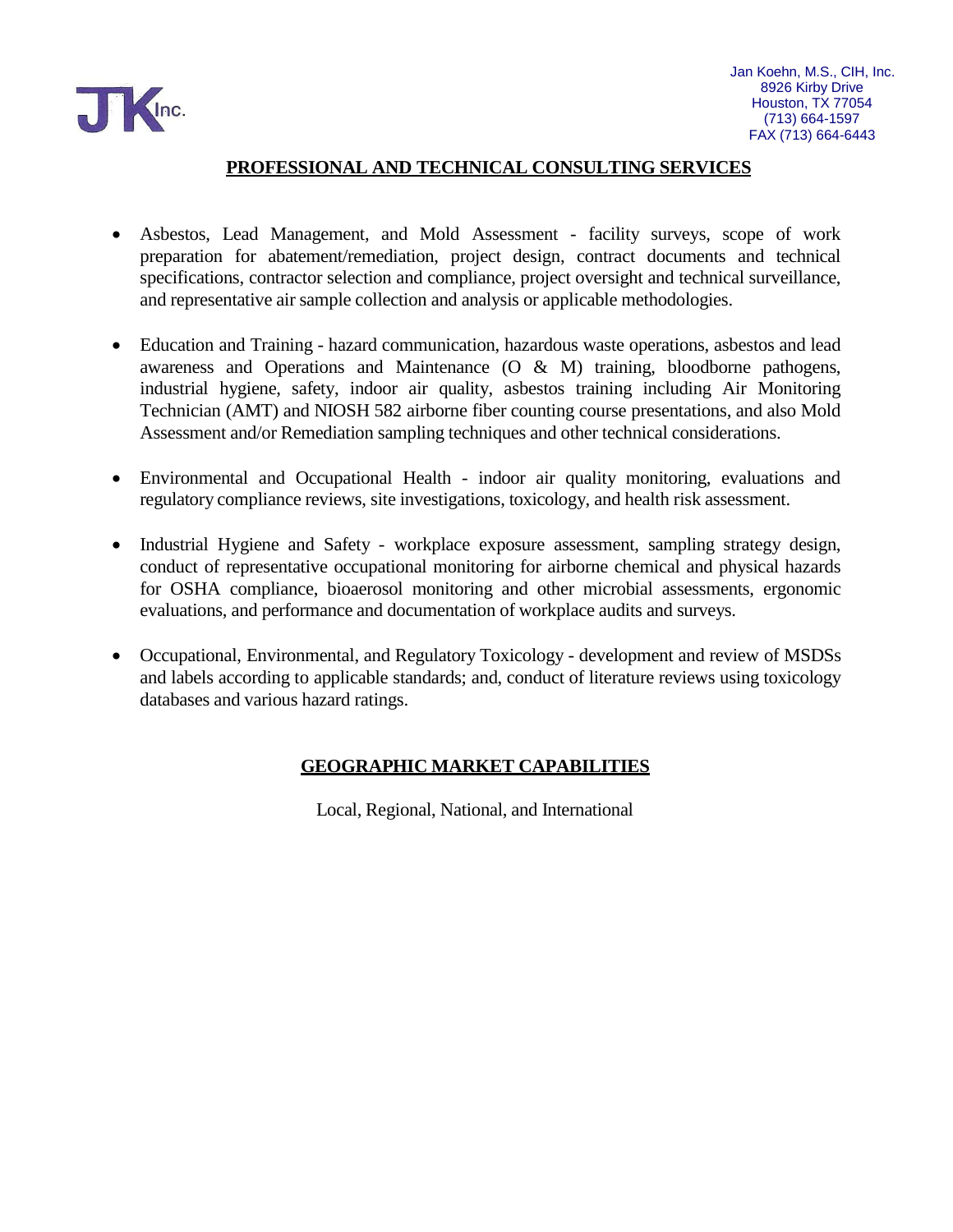JK Inc.

Jan Koehn, M.S., CIH, Inc.
8926 Kirby Drive
Houston, TX 77054
(713) 664-1597
FAX (713) 664-6443

## PROFESSIONAL AND TECHNICAL CONSULTING SERVICES

- Asbestos, Lead Management, and Mold Assessment - facility surveys, scope of work preparation for abatement/remediation, project design, contract documents and technical specifications, contractor selection and compliance, project oversight and technical surveillance, and representative air sample collection and analysis or applicable methodologies.

- Education and Training - hazard communication, hazardous waste operations, asbestos and lead awareness and Operations and Maintenance (O & M) training, bloodborne pathogens, industrial hygiene, safety, indoor air quality, asbestos training including Air Monitoring Technician (AMT) and NIOSH 582 airborne fiber counting course presentations, and also Mold Assessment and/or Remediation sampling techniques and other technical considerations.

- Environmental and Occupational Health - indoor air quality monitoring, evaluations and regulatory compliance reviews, site investigations, toxicology, and health risk assessment.

- Industrial Hygiene and Safety - workplace exposure assessment, sampling strategy design, conduct of representative occupational monitoring for airborne chemical and physical hazards for OSHA compliance, bioaerosol monitoring and other microbial assessments, ergonomic evaluations, and performance and documentation of workplace audits and surveys.

- Occupational, Environmental, and Regulatory Toxicology - development and review of MSDSs and labels according to applicable standards; and, conduct of literature reviews using toxicology databases and various hazard ratings.

## GEOGRAPHIC MARKET CAPABILITIES

Local, Regional, National, and International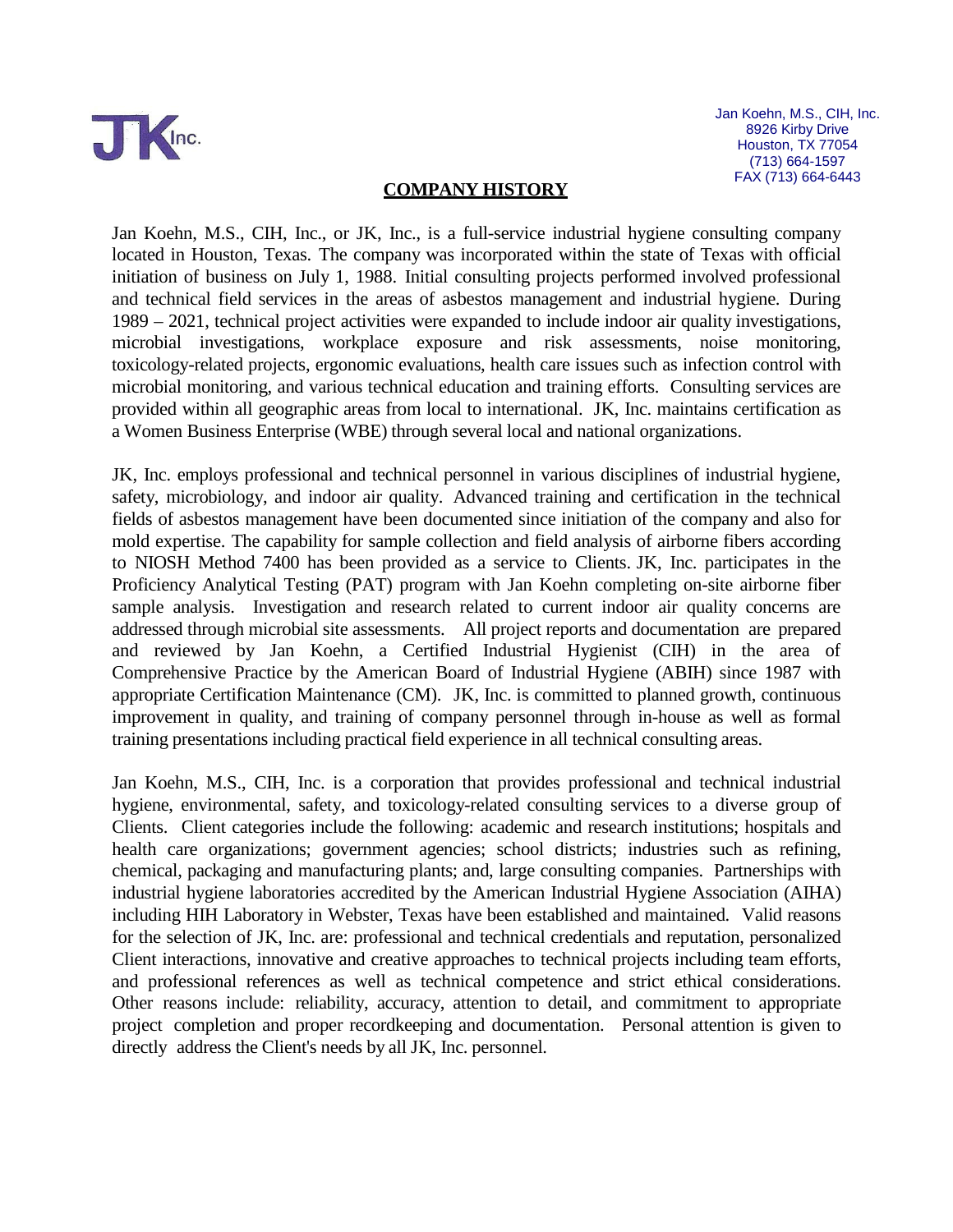JK Inc.

Jan Koehn, M.S., CIH, Inc.
8926 Kirby Drive
Houston, TX 77054
(713) 664-1597
FAX (713) 664-6443

## COMPANY HISTORY

Jan Koehn, M.S., CIH, Inc., or JK, Inc., is a full-service industrial hygiene consulting company located in Houston, Texas. The company was incorporated within the state of Texas with official initiation of business on July 1, 1988. Initial consulting projects performed involved professional and technical field services in the areas of asbestos management and industrial hygiene. During 1989 – 2021, technical project activities were expanded to include indoor air quality investigations, microbial investigations, workplace exposure and risk assessments, noise monitoring, toxicology-related projects, ergonomic evaluations, health care issues such as infection control with microbial monitoring, and various technical education and training efforts. Consulting services are provided within all geographic areas from local to international. JK, Inc. maintains certification as a Women Business Enterprise (WBE) through several local and national organizations.

JK, Inc. employs professional and technical personnel in various disciplines of industrial hygiene, safety, microbiology, and indoor air quality. Advanced training and certification in the technical fields of asbestos management have been documented since initiation of the company and also for mold expertise. The capability for sample collection and field analysis of airborne fibers according to NIOSH Method 7400 has been provided as a service to Clients. JK, Inc. participates in the Proficiency Analytical Testing (PAT) program with Jan Koehn completing on-site airborne fiber sample analysis. Investigation and research related to current indoor air quality concerns are addressed through microbial site assessments. All project reports and documentation are prepared and reviewed by Jan Koehn, a Certified Industrial Hygienist (CIH) in the area of Comprehensive Practice by the American Board of Industrial Hygiene (ABIH) since 1987 with appropriate Certification Maintenance (CM). JK, Inc. is committed to planned growth, continuous improvement in quality, and training of company personnel through in-house as well as formal training presentations including practical field experience in all technical consulting areas.

Jan Koehn, M.S., CIH, Inc. is a corporation that provides professional and technical industrial hygiene, environmental, safety, and toxicology-related consulting services to a diverse group of Clients. Client categories include the following: academic and research institutions; hospitals and health care organizations; government agencies; school districts; industries such as refining, chemical, packaging and manufacturing plants; and, large consulting companies. Partnerships with industrial hygiene laboratories accredited by the American Industrial Hygiene Association (AIHA) including HIH Laboratory in Webster, Texas have been established and maintained. Valid reasons for the selection of JK, Inc. are: professional and technical credentials and reputation, personalized Client interactions, innovative and creative approaches to technical projects including team efforts, and professional references as well as technical competence and strict ethical considerations. Other reasons include: reliability, accuracy, attention to detail, and commitment to appropriate project completion and proper recordkeeping and documentation. Personal attention is given to directly address the Client's needs by all JK, Inc. personnel.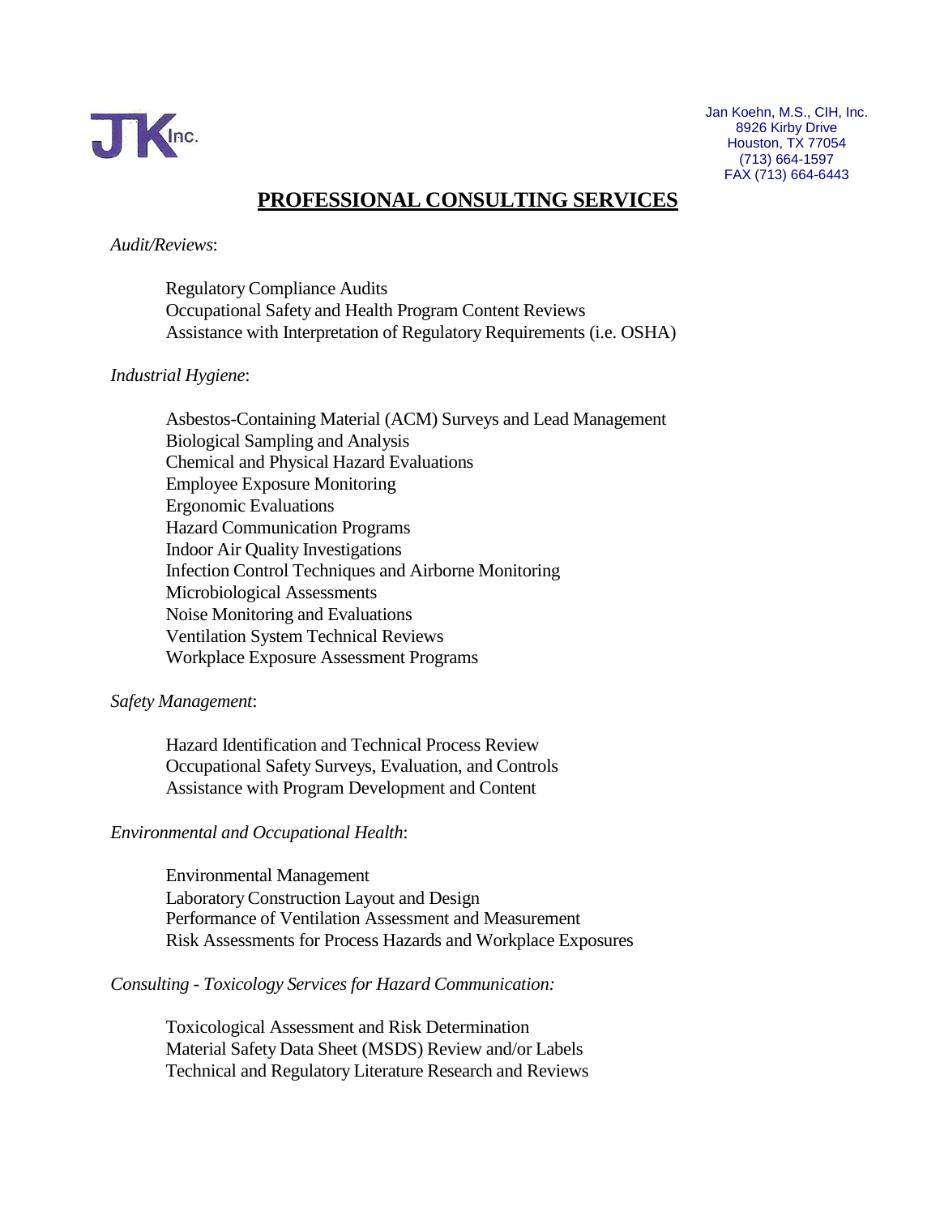JK Inc.

Jan Koehn, M.S., CIH, Inc.
8926 Kirby Drive
Houston, TX 77054
(713) 664-1597
FAX (713) 664-6443

# PROFESSIONAL CONSULTING SERVICES

*Audit/Reviews*:

- Regulatory Compliance Audits
- Occupational Safety and Health Program Content Reviews
- Assistance with Interpretation of Regulatory Requirements (i.e. OSHA)

*Industrial Hygiene*:

- Asbestos-Containing Material (ACM) Surveys and Lead Management
- Biological Sampling and Analysis
- Chemical and Physical Hazard Evaluations
- Employee Exposure Monitoring
- Ergonomic Evaluations
- Hazard Communication Programs
- Indoor Air Quality Investigations
- Infection Control Techniques and Airborne Monitoring
- Microbiological Assessments
- Noise Monitoring and Evaluations
- Ventilation System Technical Reviews
- Workplace Exposure Assessment Programs

*Safety Management*:

- Hazard Identification and Technical Process Review
- Occupational Safety Surveys, Evaluation, and Controls
- Assistance with Program Development and Content

*Environmental and Occupational Health*:

- Environmental Management
- Laboratory Construction Layout and Design
- Performance of Ventilation Assessment and Measurement
- Risk Assessments for Process Hazards and Workplace Exposures

*Consulting - Toxicology Services for Hazard Communication:*

- Toxicological Assessment and Risk Determination
- Material Safety Data Sheet (MSDS) Review and/or Labels
- Technical and Regulatory Literature Research and Reviews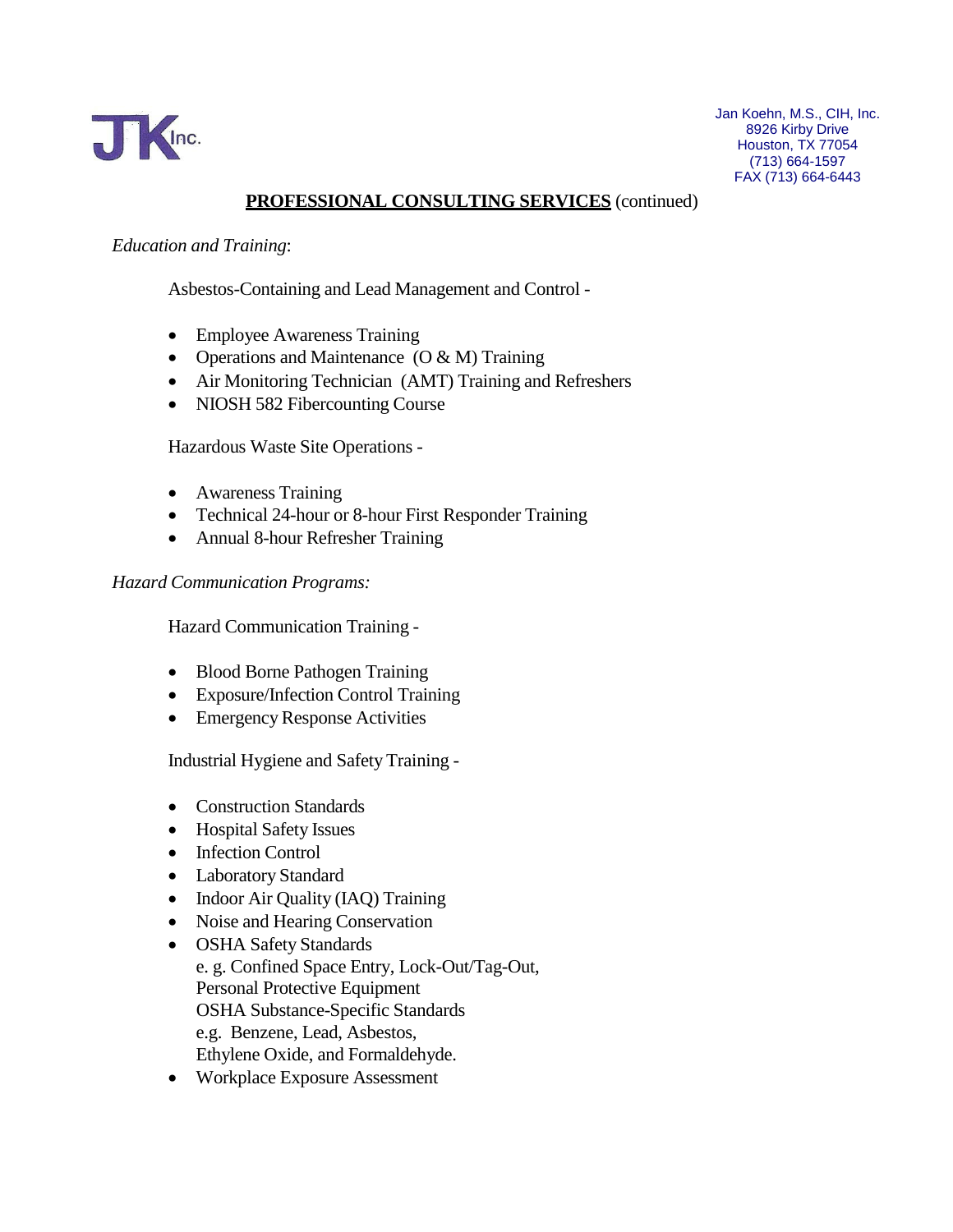Jan Koehn, M.S., CIH, Inc.
8926 Kirby Drive
Houston, TX 77054
(713) 664-1597
FAX (713) 664-6443

## **PROFESSIONAL CONSULTING SERVICES** (continued)

*Education and Training*:

Asbestos-Containing and Lead Management and Control -

- Employee Awareness Training
- Operations and Maintenance (O & M) Training
- Air Monitoring Technician (AMT) Training and Refreshers
- NIOSH 582 Fibercounting Course

Hazardous Waste Site Operations -

- Awareness Training
- Technical 24-hour or 8-hour First Responder Training
- Annual 8-hour Refresher Training

*Hazard Communication Programs:*

Hazard Communication Training -

- Blood Borne Pathogen Training
- Exposure/Infection Control Training
- Emergency Response Activities

Industrial Hygiene and Safety Training -

- Construction Standards
- Hospital Safety Issues
- Infection Control
- Laboratory Standard
- Indoor Air Quality (IAQ) Training
- Noise and Hearing Conservation
- OSHA Safety Standards
  e. g. Confined Space Entry, Lock-Out/Tag-Out,
  Personal Protective Equipment
  OSHA Substance-Specific Standards
  e.g. Benzene, Lead, Asbestos,
  Ethylene Oxide, and Formaldehyde.
- Workplace Exposure Assessment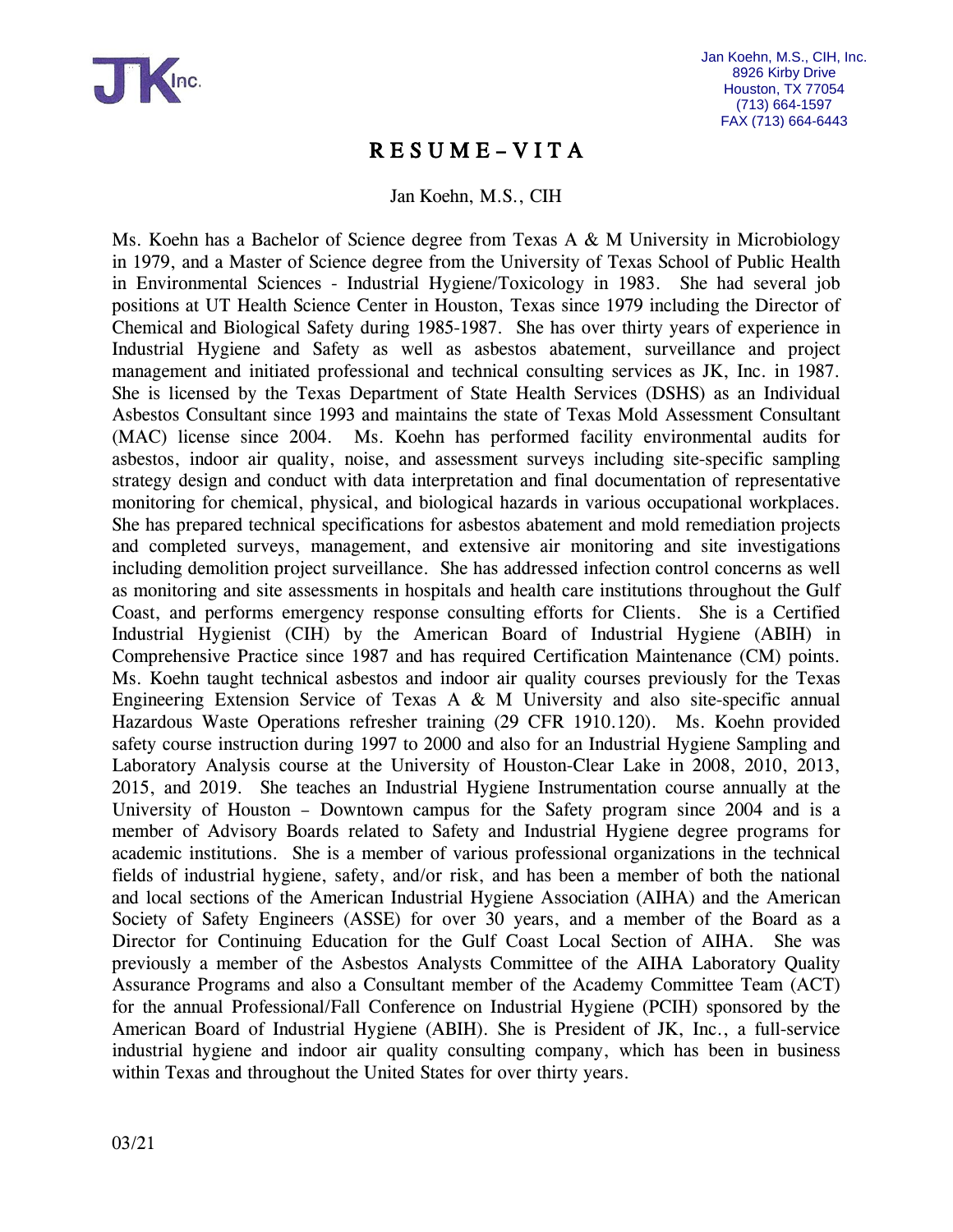Jan Koehn, M.S., CIH, Inc.
8926 Kirby Drive
Houston, TX 77054
(713) 664-1597
FAX (713) 664-6443

# R E S U M E – V I T A

Jan Koehn, M.S., CIH

Ms. Koehn has a Bachelor of Science degree from Texas A & M University in Microbiology in 1979, and a Master of Science degree from the University of Texas School of Public Health in Environmental Sciences - Industrial Hygiene/Toxicology in 1983. She had several job positions at UT Health Science Center in Houston, Texas since 1979 including the Director of Chemical and Biological Safety during 1985-1987. She has over thirty years of experience in Industrial Hygiene and Safety as well as asbestos abatement, surveillance and project management and initiated professional and technical consulting services as JK, Inc. in 1987. She is licensed by the Texas Department of State Health Services (DSHS) as an Individual Asbestos Consultant since 1993 and maintains the state of Texas Mold Assessment Consultant (MAC) license since 2004. Ms. Koehn has performed facility environmental audits for asbestos, indoor air quality, noise, and assessment surveys including site-specific sampling strategy design and conduct with data interpretation and final documentation of representative monitoring for chemical, physical, and biological hazards in various occupational workplaces. She has prepared technical specifications for asbestos abatement and mold remediation projects and completed surveys, management, and extensive air monitoring and site investigations including demolition project surveillance. She has addressed infection control concerns as well as monitoring and site assessments in hospitals and health care institutions throughout the Gulf Coast, and performs emergency response consulting efforts for Clients. She is a Certified Industrial Hygienist (CIH) by the American Board of Industrial Hygiene (ABIH) in Comprehensive Practice since 1987 and has required Certification Maintenance (CM) points. Ms. Koehn taught technical asbestos and indoor air quality courses previously for the Texas Engineering Extension Service of Texas A & M University and also site-specific annual Hazardous Waste Operations refresher training (29 CFR 1910.120). Ms. Koehn provided safety course instruction during 1997 to 2000 and also for an Industrial Hygiene Sampling and Laboratory Analysis course at the University of Houston-Clear Lake in 2008, 2010, 2013, 2015, and 2019. She teaches an Industrial Hygiene Instrumentation course annually at the University of Houston – Downtown campus for the Safety program since 2004 and is a member of Advisory Boards related to Safety and Industrial Hygiene degree programs for academic institutions. She is a member of various professional organizations in the technical fields of industrial hygiene, safety, and/or risk, and has been a member of both the national and local sections of the American Industrial Hygiene Association (AIHA) and the American Society of Safety Engineers (ASSE) for over 30 years, and a member of the Board as a Director for Continuing Education for the Gulf Coast Local Section of AIHA. She was previously a member of the Asbestos Analysts Committee of the AIHA Laboratory Quality Assurance Programs and also a Consultant member of the Academy Committee Team (ACT) for the annual Professional/Fall Conference on Industrial Hygiene (PCIH) sponsored by the American Board of Industrial Hygiene (ABIH). She is President of JK, Inc., a full-service industrial hygiene and indoor air quality consulting company, which has been in business within Texas and throughout the United States for over thirty years.

03/21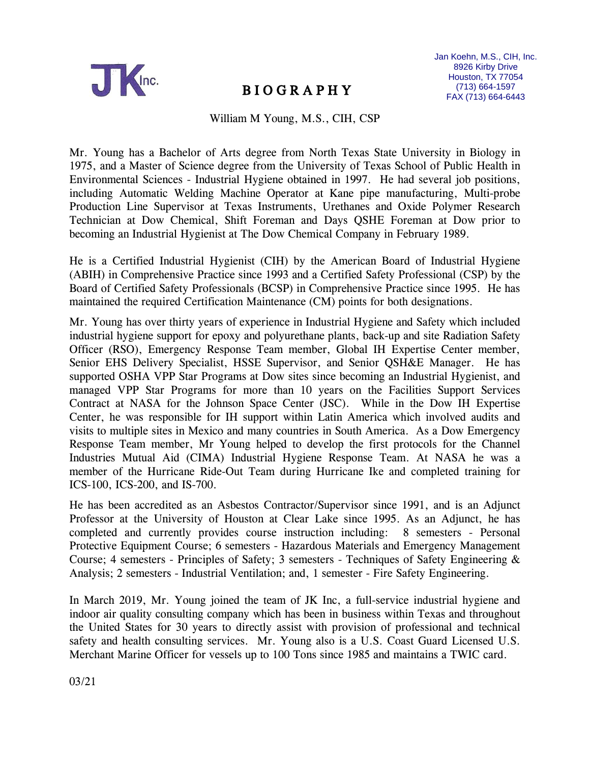Jan Koehn, M.S., CIH, Inc.
8926 Kirby Drive
Houston, TX 77054
(713) 664-1597
FAX (713) 664-6443

# BIOGRAPHY

William M Young, M.S., CIH, CSP

Mr. Young has a Bachelor of Arts degree from North Texas State University in Biology in 1975, and a Master of Science degree from the University of Texas School of Public Health in Environmental Sciences - Industrial Hygiene obtained in 1997. He had several job positions, including Automatic Welding Machine Operator at Kane pipe manufacturing, Multi-probe Production Line Supervisor at Texas Instruments, Urethanes and Oxide Polymer Research Technician at Dow Chemical, Shift Foreman and Days QSHE Foreman at Dow prior to becoming an Industrial Hygienist at The Dow Chemical Company in February 1989.

He is a Certified Industrial Hygienist (CIH) by the American Board of Industrial Hygiene (ABIH) in Comprehensive Practice since 1993 and a Certified Safety Professional (CSP) by the Board of Certified Safety Professionals (BCSP) in Comprehensive Practice since 1995. He has maintained the required Certification Maintenance (CM) points for both designations.

Mr. Young has over thirty years of experience in Industrial Hygiene and Safety which included industrial hygiene support for epoxy and polyurethane plants, back-up and site Radiation Safety Officer (RSO), Emergency Response Team member, Global IH Expertise Center member, Senior EHS Delivery Specialist, HSSE Supervisor, and Senior QSH&E Manager. He has supported OSHA VPP Star Programs at Dow sites since becoming an Industrial Hygienist, and managed VPP Star Programs for more than 10 years on the Facilities Support Services Contract at NASA for the Johnson Space Center (JSC). While in the Dow IH Expertise Center, he was responsible for IH support within Latin America which involved audits and visits to multiple sites in Mexico and many countries in South America. As a Dow Emergency Response Team member, Mr Young helped to develop the first protocols for the Channel Industries Mutual Aid (CIMA) Industrial Hygiene Response Team. At NASA he was a member of the Hurricane Ride-Out Team during Hurricane Ike and completed training for ICS-100, ICS-200, and IS-700.

He has been accredited as an Asbestos Contractor/Supervisor since 1991, and is an Adjunct Professor at the University of Houston at Clear Lake since 1995. As an Adjunct, he has completed and currently provides course instruction including: 8 semesters - Personal Protective Equipment Course; 6 semesters - Hazardous Materials and Emergency Management Course; 4 semesters - Principles of Safety; 3 semesters - Techniques of Safety Engineering & Analysis; 2 semesters - Industrial Ventilation; and, 1 semester - Fire Safety Engineering.

In March 2019, Mr. Young joined the team of JK Inc, a full-service industrial hygiene and indoor air quality consulting company which has been in business within Texas and throughout the United States for 30 years to directly assist with provision of professional and technical safety and health consulting services. Mr. Young also is a U.S. Coast Guard Licensed U.S. Merchant Marine Officer for vessels up to 100 Tons since 1985 and maintains a TWIC card.

03/21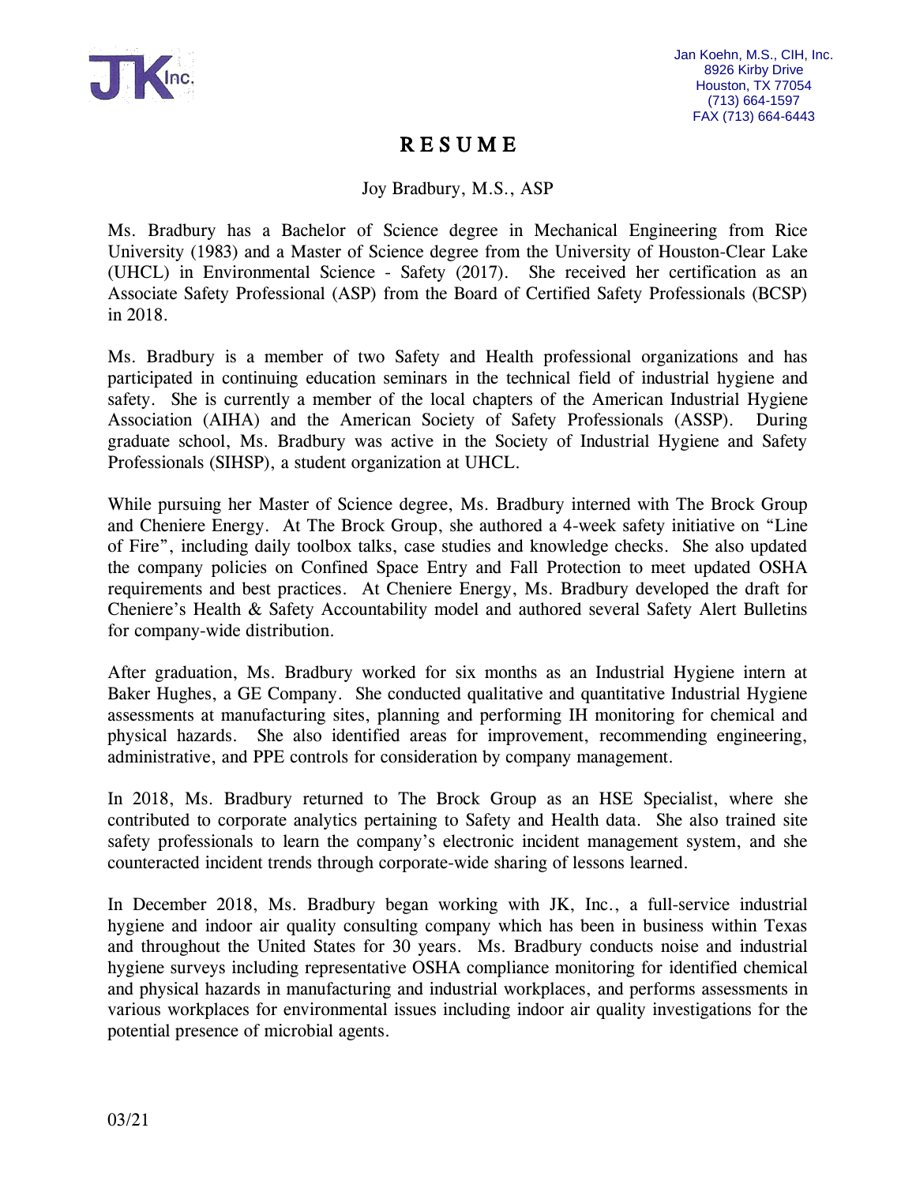Jan Koehn, M.S., CIH, Inc.
8926 Kirby Drive
Houston, TX 77054
(713) 664-1597
FAX (713) 664-6443

# R E S U M E

Joy Bradbury, M.S., ASP

Ms. Bradbury has a Bachelor of Science degree in Mechanical Engineering from Rice University (1983) and a Master of Science degree from the University of Houston-Clear Lake (UHCL) in Environmental Science - Safety (2017). She received her certification as an Associate Safety Professional (ASP) from the Board of Certified Safety Professionals (BCSP) in 2018.

Ms. Bradbury is a member of two Safety and Health professional organizations and has participated in continuing education seminars in the technical field of industrial hygiene and safety. She is currently a member of the local chapters of the American Industrial Hygiene Association (AIHA) and the American Society of Safety Professionals (ASSP). During graduate school, Ms. Bradbury was active in the Society of Industrial Hygiene and Safety Professionals (SIHSP), a student organization at UHCL.

While pursuing her Master of Science degree, Ms. Bradbury interned with The Brock Group and Cheniere Energy. At The Brock Group, she authored a 4-week safety initiative on "Line of Fire", including daily toolbox talks, case studies and knowledge checks. She also updated the company policies on Confined Space Entry and Fall Protection to meet updated OSHA requirements and best practices. At Cheniere Energy, Ms. Bradbury developed the draft for Cheniere's Health & Safety Accountability model and authored several Safety Alert Bulletins for company-wide distribution.

After graduation, Ms. Bradbury worked for six months as an Industrial Hygiene intern at Baker Hughes, a GE Company. She conducted qualitative and quantitative Industrial Hygiene assessments at manufacturing sites, planning and performing IH monitoring for chemical and physical hazards. She also identified areas for improvement, recommending engineering, administrative, and PPE controls for consideration by company management.

In 2018, Ms. Bradbury returned to The Brock Group as an HSE Specialist, where she contributed to corporate analytics pertaining to Safety and Health data. She also trained site safety professionals to learn the company's electronic incident management system, and she counteracted incident trends through corporate-wide sharing of lessons learned.

In December 2018, Ms. Bradbury began working with JK, Inc., a full-service industrial hygiene and indoor air quality consulting company which has been in business within Texas and throughout the United States for 30 years. Ms. Bradbury conducts noise and industrial hygiene surveys including representative OSHA compliance monitoring for identified chemical and physical hazards in manufacturing and industrial workplaces, and performs assessments in various workplaces for environmental issues including indoor air quality investigations for the potential presence of microbial agents.

03/21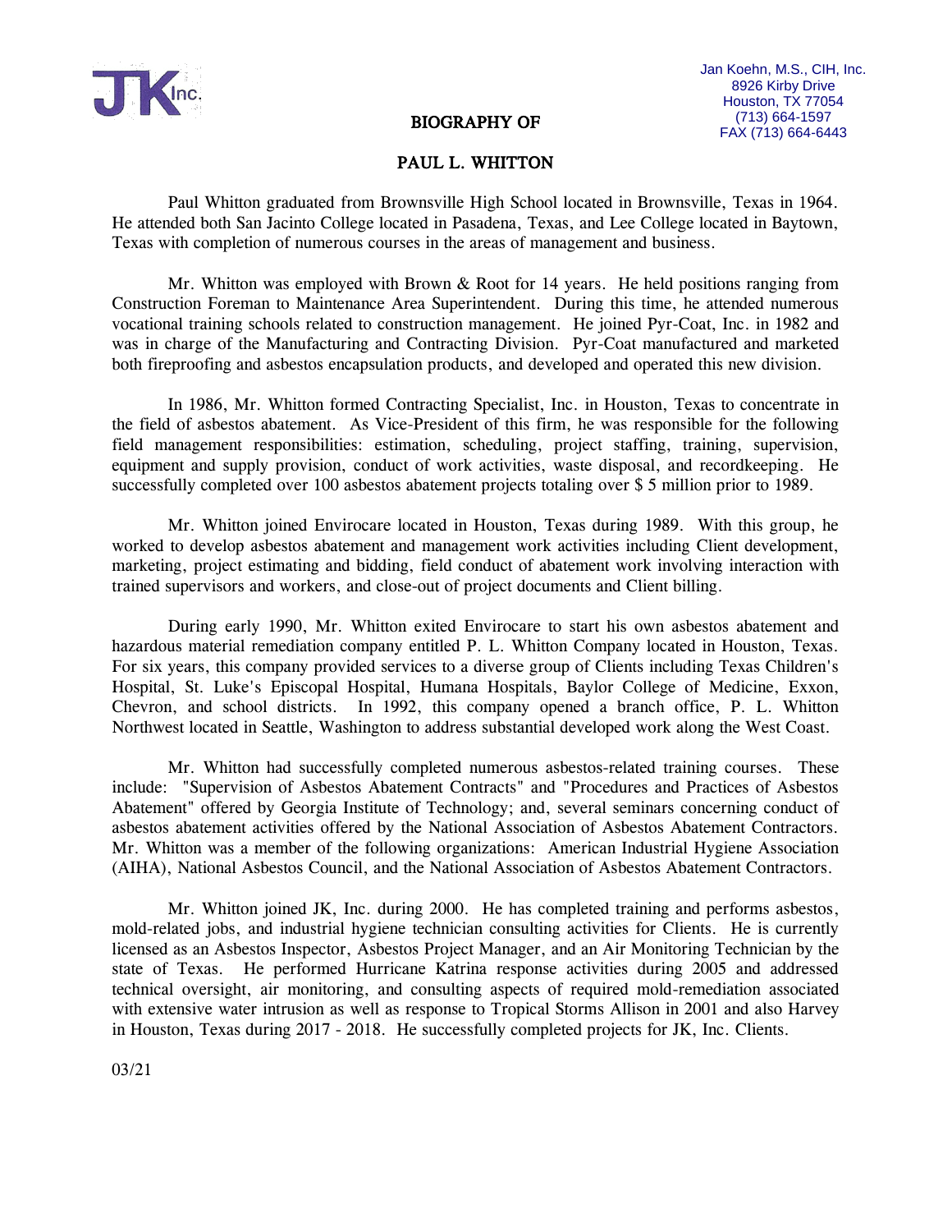Jan Koehn, M.S., CIH, Inc.
8926 Kirby Drive
Houston, TX 77054
(713) 664-1597
FAX (713) 664-6443

# BIOGRAPHY OF

# PAUL L. WHITTON

Paul Whitton graduated from Brownsville High School located in Brownsville, Texas in 1964. He attended both San Jacinto College located in Pasadena, Texas, and Lee College located in Baytown, Texas with completion of numerous courses in the areas of management and business.

Mr. Whitton was employed with Brown & Root for 14 years. He held positions ranging from Construction Foreman to Maintenance Area Superintendent. During this time, he attended numerous vocational training schools related to construction management. He joined Pyr-Coat, Inc. in 1982 and was in charge of the Manufacturing and Contracting Division. Pyr-Coat manufactured and marketed both fireproofing and asbestos encapsulation products, and developed and operated this new division.

In 1986, Mr. Whitton formed Contracting Specialist, Inc. in Houston, Texas to concentrate in the field of asbestos abatement. As Vice-President of this firm, he was responsible for the following field management responsibilities: estimation, scheduling, project staffing, training, supervision, equipment and supply provision, conduct of work activities, waste disposal, and recordkeeping. He successfully completed over 100 asbestos abatement projects totaling over $ 5 million prior to 1989.

Mr. Whitton joined Envirocare located in Houston, Texas during 1989. With this group, he worked to develop asbestos abatement and management work activities including Client development, marketing, project estimating and bidding, field conduct of abatement work involving interaction with trained supervisors and workers, and close-out of project documents and Client billing.

During early 1990, Mr. Whitton exited Envirocare to start his own asbestos abatement and hazardous material remediation company entitled P. L. Whitton Company located in Houston, Texas. For six years, this company provided services to a diverse group of Clients including Texas Children's Hospital, St. Luke's Episcopal Hospital, Humana Hospitals, Baylor College of Medicine, Exxon, Chevron, and school districts. In 1992, this company opened a branch office, P. L. Whitton Northwest located in Seattle, Washington to address substantial developed work along the West Coast.

Mr. Whitton had successfully completed numerous asbestos-related training courses. These include: "Supervision of Asbestos Abatement Contracts" and "Procedures and Practices of Asbestos Abatement" offered by Georgia Institute of Technology; and, several seminars concerning conduct of asbestos abatement activities offered by the National Association of Asbestos Abatement Contractors. Mr. Whitton was a member of the following organizations: American Industrial Hygiene Association (AIHA), National Asbestos Council, and the National Association of Asbestos Abatement Contractors.

Mr. Whitton joined JK, Inc. during 2000. He has completed training and performs asbestos, mold-related jobs, and industrial hygiene technician consulting activities for Clients. He is currently licensed as an Asbestos Inspector, Asbestos Project Manager, and an Air Monitoring Technician by the state of Texas. He performed Hurricane Katrina response activities during 2005 and addressed technical oversight, air monitoring, and consulting aspects of required mold-remediation associated with extensive water intrusion as well as response to Tropical Storms Allison in 2001 and also Harvey in Houston, Texas during 2017 - 2018. He successfully completed projects for JK, Inc. Clients.

03/21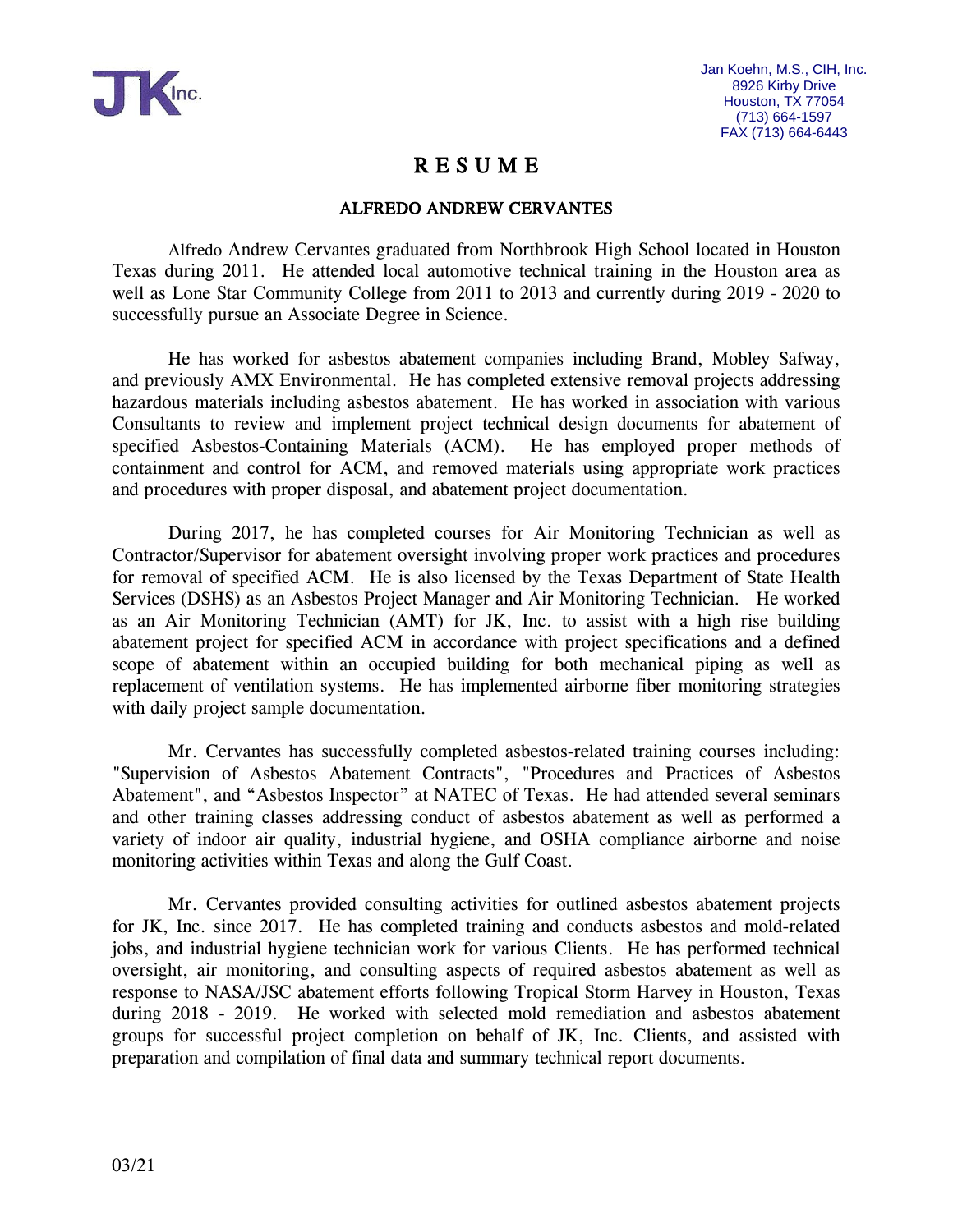Jan Koehn, M.S., CIH, Inc.
8926 Kirby Drive
Houston, TX 77054
(713) 664-1597
FAX (713) 664-6443

# R E S U M E

## ALFREDO ANDREW CERVANTES

Alfredo Andrew Cervantes graduated from Northbrook High School located in Houston Texas during 2011. He attended local automotive technical training in the Houston area as well as Lone Star Community College from 2011 to 2013 and currently during 2019 - 2020 to successfully pursue an Associate Degree in Science.

He has worked for asbestos abatement companies including Brand, Mobley Safway, and previously AMX Environmental. He has completed extensive removal projects addressing hazardous materials including asbestos abatement. He has worked in association with various Consultants to review and implement project technical design documents for abatement of specified Asbestos-Containing Materials (ACM). He has employed proper methods of containment and control for ACM, and removed materials using appropriate work practices and procedures with proper disposal, and abatement project documentation.

During 2017, he has completed courses for Air Monitoring Technician as well as Contractor/Supervisor for abatement oversight involving proper work practices and procedures for removal of specified ACM. He is also licensed by the Texas Department of State Health Services (DSHS) as an Asbestos Project Manager and Air Monitoring Technician. He worked as an Air Monitoring Technician (AMT) for JK, Inc. to assist with a high rise building abatement project for specified ACM in accordance with project specifications and a defined scope of abatement within an occupied building for both mechanical piping as well as replacement of ventilation systems. He has implemented airborne fiber monitoring strategies with daily project sample documentation.

Mr. Cervantes has successfully completed asbestos-related training courses including: "Supervision of Asbestos Abatement Contracts", "Procedures and Practices of Asbestos Abatement", and "Asbestos Inspector" at NATEC of Texas. He had attended several seminars and other training classes addressing conduct of asbestos abatement as well as performed a variety of indoor air quality, industrial hygiene, and OSHA compliance airborne and noise monitoring activities within Texas and along the Gulf Coast.

Mr. Cervantes provided consulting activities for outlined asbestos abatement projects for JK, Inc. since 2017. He has completed training and conducts asbestos and mold-related jobs, and industrial hygiene technician work for various Clients. He has performed technical oversight, air monitoring, and consulting aspects of required asbestos abatement as well as response to NASA/JSC abatement efforts following Tropical Storm Harvey in Houston, Texas during 2018 - 2019. He worked with selected mold remediation and asbestos abatement groups for successful project completion on behalf of JK, Inc. Clients, and assisted with preparation and compilation of final data and summary technical report documents.

03/21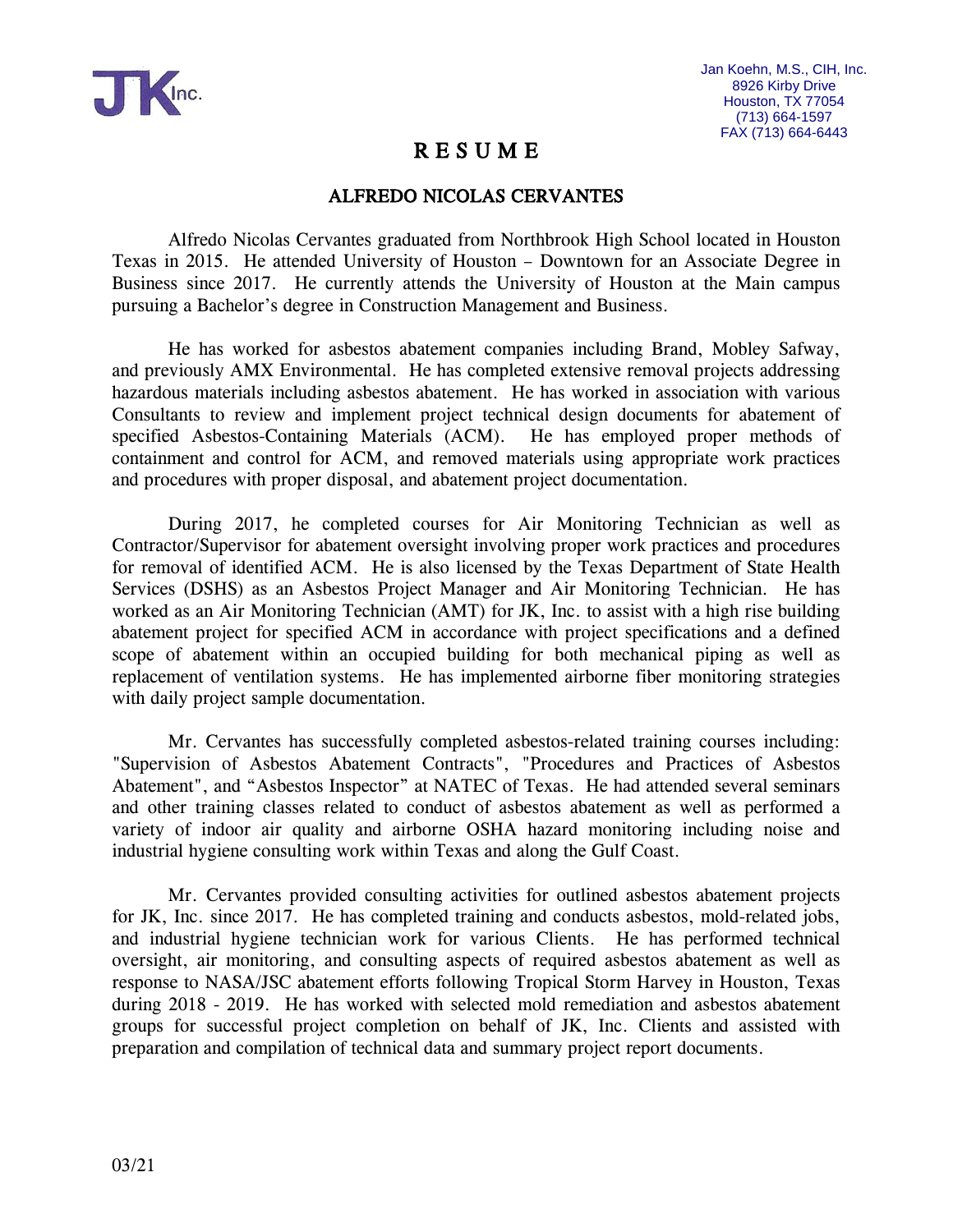JK Inc.

Jan Koehn, M.S., CIH, Inc.
8926 Kirby Drive
Houston, TX 77054
(713) 664-1597
FAX (713) 664-6443

# R E S U M E

## ALFREDO NICOLAS CERVANTES

Alfredo Nicolas Cervantes graduated from Northbrook High School located in Houston Texas in 2015. He attended University of Houston – Downtown for an Associate Degree in Business since 2017. He currently attends the University of Houston at the Main campus pursuing a Bachelor's degree in Construction Management and Business.

He has worked for asbestos abatement companies including Brand, Mobley Safway, and previously AMX Environmental. He has completed extensive removal projects addressing hazardous materials including asbestos abatement. He has worked in association with various Consultants to review and implement project technical design documents for abatement of specified Asbestos-Containing Materials (ACM). He has employed proper methods of containment and control for ACM, and removed materials using appropriate work practices and procedures with proper disposal, and abatement project documentation.

During 2017, he completed courses for Air Monitoring Technician as well as Contractor/Supervisor for abatement oversight involving proper work practices and procedures for removal of identified ACM. He is also licensed by the Texas Department of State Health Services (DSHS) as an Asbestos Project Manager and Air Monitoring Technician. He has worked as an Air Monitoring Technician (AMT) for JK, Inc. to assist with a high rise building abatement project for specified ACM in accordance with project specifications and a defined scope of abatement within an occupied building for both mechanical piping as well as replacement of ventilation systems. He has implemented airborne fiber monitoring strategies with daily project sample documentation.

Mr. Cervantes has successfully completed asbestos-related training courses including: "Supervision of Asbestos Abatement Contracts", "Procedures and Practices of Asbestos Abatement", and "Asbestos Inspector" at NATEC of Texas. He had attended several seminars and other training classes related to conduct of asbestos abatement as well as performed a variety of indoor air quality and airborne OSHA hazard monitoring including noise and industrial hygiene consulting work within Texas and along the Gulf Coast.

Mr. Cervantes provided consulting activities for outlined asbestos abatement projects for JK, Inc. since 2017. He has completed training and conducts asbestos, mold-related jobs, and industrial hygiene technician work for various Clients. He has performed technical oversight, air monitoring, and consulting aspects of required asbestos abatement as well as response to NASA/JSC abatement efforts following Tropical Storm Harvey in Houston, Texas during 2018 - 2019. He has worked with selected mold remediation and asbestos abatement groups for successful project completion on behalf of JK, Inc. Clients and assisted with preparation and compilation of technical data and summary project report documents.

03/21